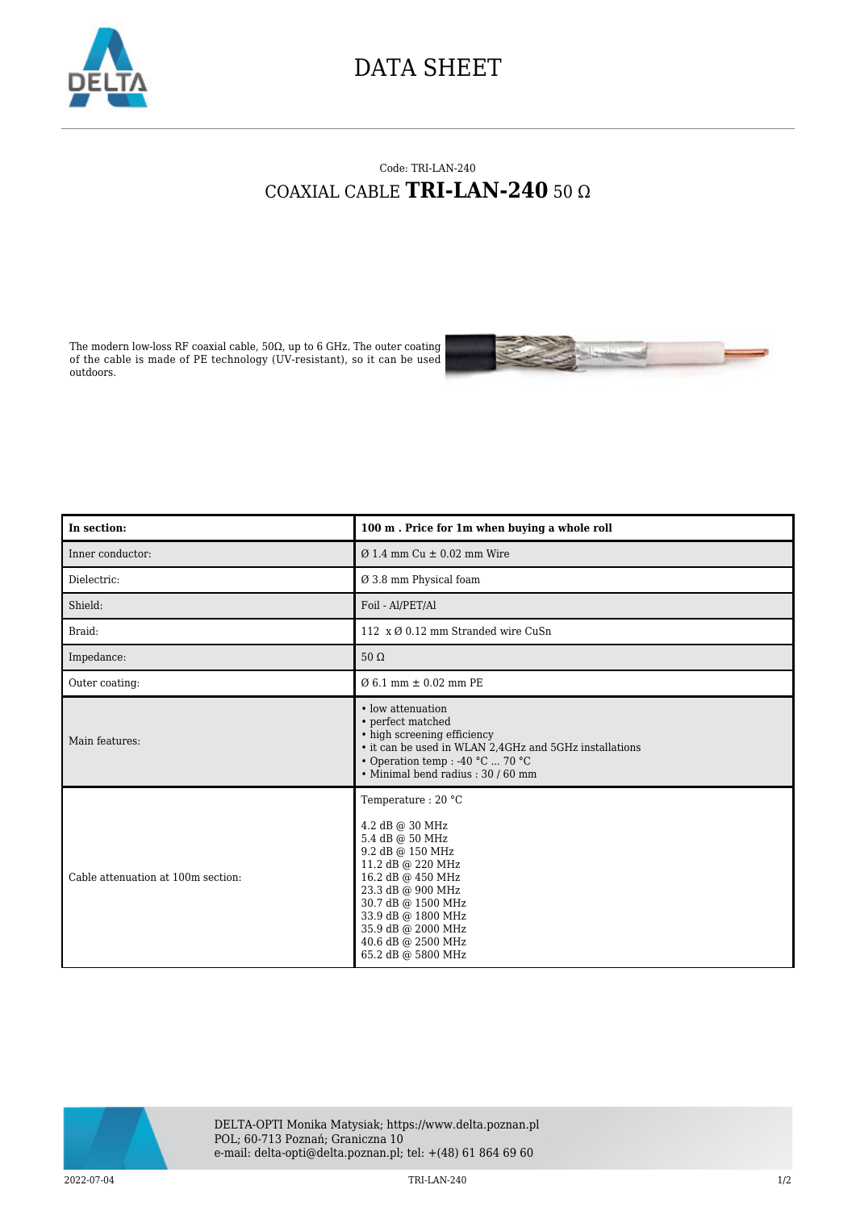# DATA SHEET

Code: TRI-LAN-240

## COAXIAL CABLE **TRI-LAN-240** 50 Ω

The modern low-loss RF coaxial cable, 50Ω, up to 6 GHz. The outer coating of the cable is made of PE technology (UV-resistant), so it can be used outdoors.

| **In section:** | **100 m . Price for 1m when buying a whole roll** |
| --- | --- |
| Inner conductor: | Ø 1.4 mm Cu ± 0.02 mm Wire |
| Dielectric: | Ø 3.8 mm Physical foam |
| Shield: | Foil - Al/PET/Al |
| Braid: | 112 x Ø 0.12 mm Stranded wire CuSn |
| Impedance: | 50 Ω |
| Outer coating: | Ø 6.1 mm ± 0.02 mm PE |
| Main features: | • low attenuation<br>• perfect matched<br>• high screening efficiency<br>• it can be used in WLAN 2,4GHz and 5GHz installations<br>• Operation temp : -40 °C ... 70 °C<br>• Minimal bend radius : 30 / 60 mm |
| Cable attenuation at 100m section: | Temperature : 20 °C<br><br>4.2 dB @ 30 MHz<br>5.4 dB @ 50 MHz<br>9.2 dB @ 150 MHz<br>11.2 dB @ 220 MHz<br>16.2 dB @ 450 MHz<br>23.3 dB @ 900 MHz<br>30.7 dB @ 1500 MHz<br>33.9 dB @ 1800 MHz<br>35.9 dB @ 2000 MHz<br>40.6 dB @ 2500 MHz<br>65.2 dB @ 5800 MHz |

DELTA-OPTI Monika Matysiak; https://www.delta.poznan.pl
POL; 60-713 Poznań; Graniczna 10
e-mail: delta-opti@delta.poznan.pl; tel: +(48) 61 864 69 60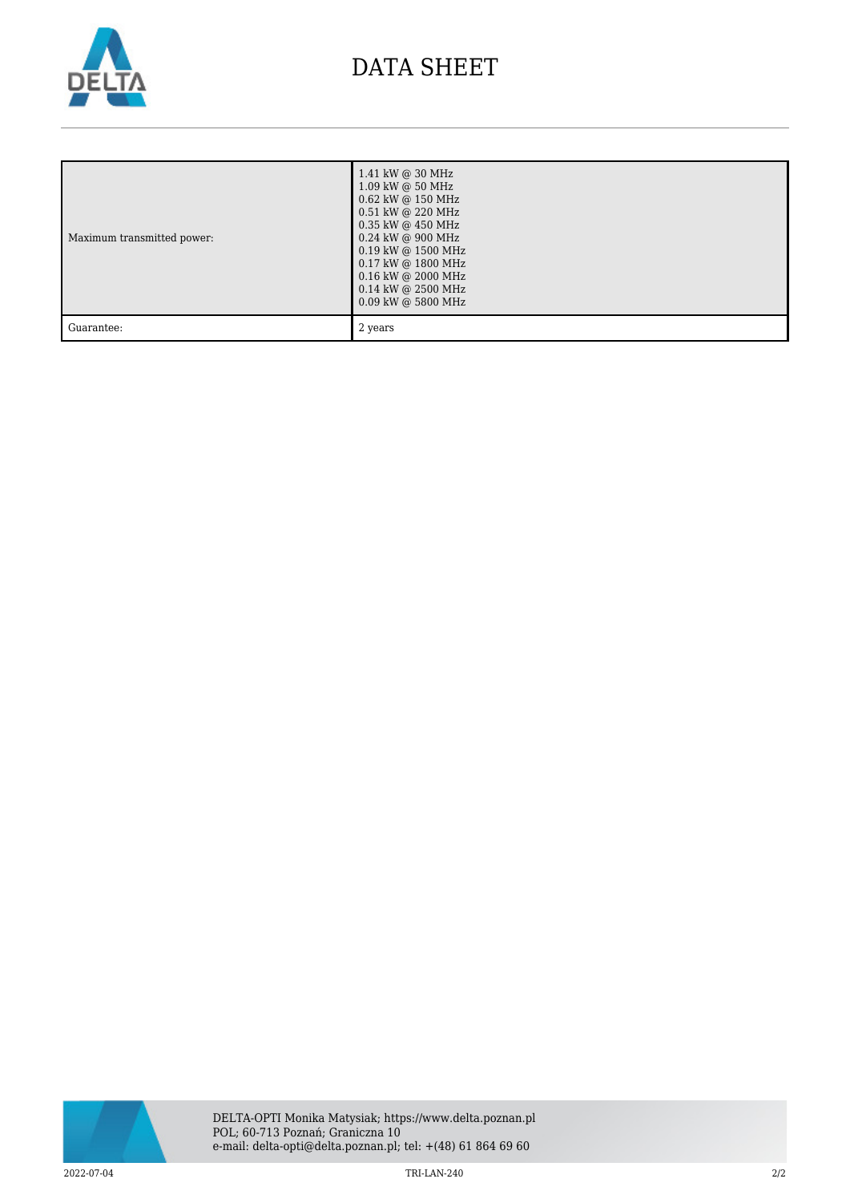# DATA SHEET

| | |
|---|---|
| Maximum transmitted power: | 1.41 kW @ 30 MHz<br>1.09 kW @ 50 MHz<br>0.62 kW @ 150 MHz<br>0.51 kW @ 220 MHz<br>0.35 kW @ 450 MHz<br>0.24 kW @ 900 MHz<br>0.19 kW @ 1500 MHz<br>0.17 kW @ 1800 MHz<br>0.16 kW @ 2000 MHz<br>0.14 kW @ 2500 MHz<br>0.09 kW @ 5800 MHz |
| Guarantee: | 2 years |

DELTA-OPTI Monika Matysiak; https://www.delta.poznan.pl
POL; 60-713 Poznań; Graniczna 10
e-mail: delta-opti@delta.poznan.pl; tel: +(48) 61 864 69 60